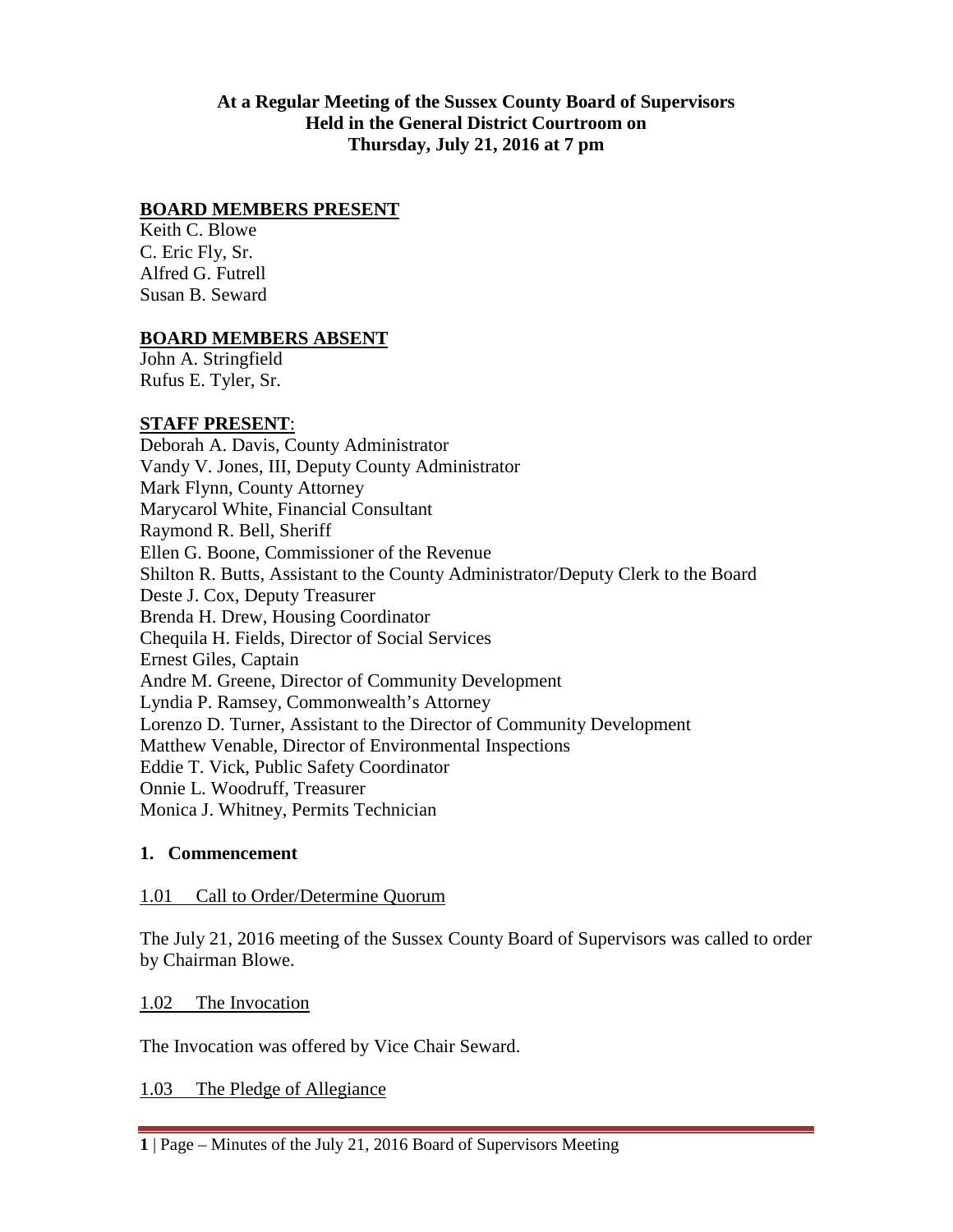**At a Regular Meeting of the Sussex County Board of Supervisors**
**Held in the General District Courtroom on**
**Thursday, July 21, 2016 at 7 pm**

**BOARD MEMBERS PRESENT**

Keith C. Blowe
C. Eric Fly, Sr.
Alfred G. Futrell
Susan B. Seward

**BOARD MEMBERS ABSENT**

John A. Stringfield
Rufus E. Tyler, Sr.

**STAFF PRESENT**:

Deborah A. Davis, County Administrator
Vandy V. Jones, III, Deputy County Administrator
Mark Flynn, County Attorney
Marycarol White, Financial Consultant
Raymond R. Bell, Sheriff
Ellen G. Boone, Commissioner of the Revenue
Shilton R. Butts, Assistant to the County Administrator/Deputy Clerk to the Board
Deste J. Cox, Deputy Treasurer
Brenda H. Drew, Housing Coordinator
Chequila H. Fields, Director of Social Services
Ernest Giles, Captain
Andre M. Greene, Director of Community Development
Lyndia P. Ramsey, Commonwealth's Attorney
Lorenzo D. Turner, Assistant to the Director of Community Development
Matthew Venable, Director of Environmental Inspections
Eddie T. Vick, Public Safety Coordinator
Onnie L. Woodruff, Treasurer
Monica J. Whitney, Permits Technician

## 1. Commencement

1.01 Call to Order/Determine Quorum

The July 21, 2016 meeting of the Sussex County Board of Supervisors was called to order by Chairman Blowe.

1.02 The Invocation

The Invocation was offered by Vice Chair Seward.

1.03 The Pledge of Allegiance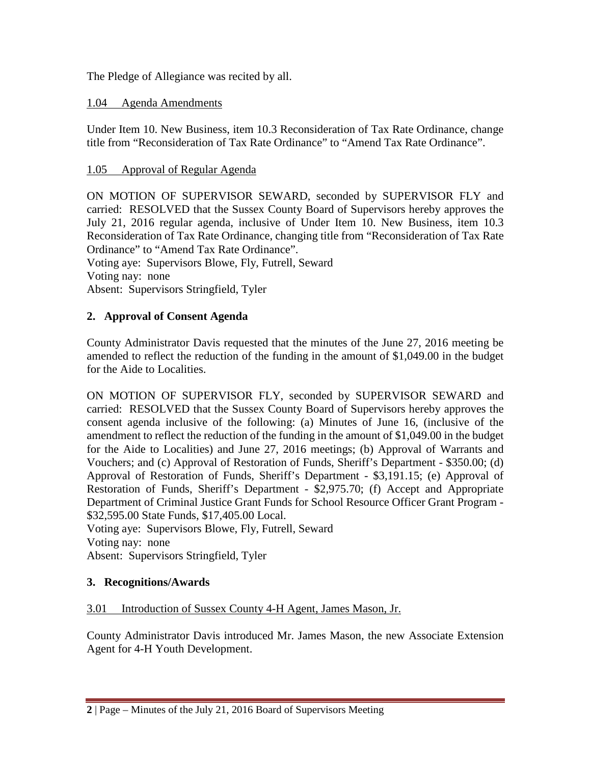The Pledge of Allegiance was recited by all.

1.04 Agenda Amendments

Under Item 10. New Business, item 10.3 Reconsideration of Tax Rate Ordinance, change title from "Reconsideration of Tax Rate Ordinance" to "Amend Tax Rate Ordinance".

1.05 Approval of Regular Agenda

ON MOTION OF SUPERVISOR SEWARD, seconded by SUPERVISOR FLY and carried: RESOLVED that the Sussex County Board of Supervisors hereby approves the July 21, 2016 regular agenda, inclusive of Under Item 10. New Business, item 10.3 Reconsideration of Tax Rate Ordinance, changing title from "Reconsideration of Tax Rate Ordinance" to "Amend Tax Rate Ordinance".
Voting aye: Supervisors Blowe, Fly, Futrell, Seward
Voting nay: none
Absent: Supervisors Stringfield, Tyler

## 2. Approval of Consent Agenda

County Administrator Davis requested that the minutes of the June 27, 2016 meeting be amended to reflect the reduction of the funding in the amount of $1,049.00 in the budget for the Aide to Localities.

ON MOTION OF SUPERVISOR FLY, seconded by SUPERVISOR SEWARD and carried: RESOLVED that the Sussex County Board of Supervisors hereby approves the consent agenda inclusive of the following: (a) Minutes of June 16, (inclusive of the amendment to reflect the reduction of the funding in the amount of $1,049.00 in the budget for the Aide to Localities) and June 27, 2016 meetings; (b) Approval of Warrants and Vouchers; and (c) Approval of Restoration of Funds, Sheriff's Department - $350.00; (d) Approval of Restoration of Funds, Sheriff's Department - $3,191.15; (e) Approval of Restoration of Funds, Sheriff's Department - $2,975.70; (f) Accept and Appropriate Department of Criminal Justice Grant Funds for School Resource Officer Grant Program - $32,595.00 State Funds, $17,405.00 Local.
Voting aye: Supervisors Blowe, Fly, Futrell, Seward
Voting nay: none
Absent: Supervisors Stringfield, Tyler

## 3. Recognitions/Awards

3.01 Introduction of Sussex County 4-H Agent, James Mason, Jr.

County Administrator Davis introduced Mr. James Mason, the new Associate Extension Agent for 4-H Youth Development.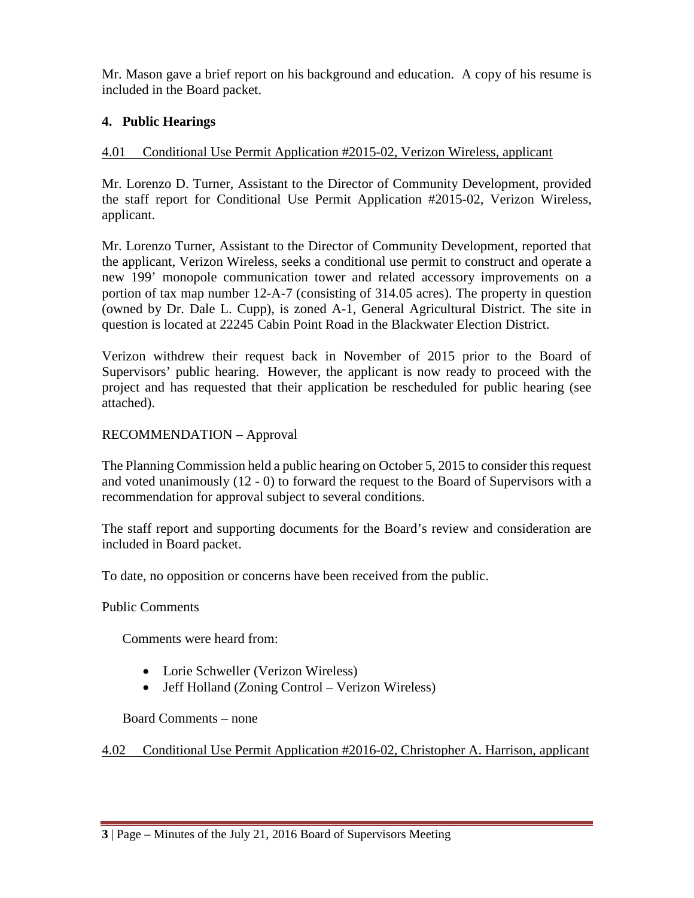Mr. Mason gave a brief report on his background and education. A copy of his resume is included in the Board packet.

## 4. Public Hearings

4.01 Conditional Use Permit Application #2015-02, Verizon Wireless, applicant

Mr. Lorenzo D. Turner, Assistant to the Director of Community Development, provided the staff report for Conditional Use Permit Application #2015-02, Verizon Wireless, applicant.

Mr. Lorenzo Turner, Assistant to the Director of Community Development, reported that the applicant, Verizon Wireless, seeks a conditional use permit to construct and operate a new 199' monopole communication tower and related accessory improvements on a portion of tax map number 12-A-7 (consisting of 314.05 acres). The property in question (owned by Dr. Dale L. Cupp), is zoned A-1, General Agricultural District. The site in question is located at 22245 Cabin Point Road in the Blackwater Election District.

Verizon withdrew their request back in November of 2015 prior to the Board of Supervisors' public hearing. However, the applicant is now ready to proceed with the project and has requested that their application be rescheduled for public hearing (see attached).

RECOMMENDATION – Approval

The Planning Commission held a public hearing on October 5, 2015 to consider this request and voted unanimously (12 - 0) to forward the request to the Board of Supervisors with a recommendation for approval subject to several conditions.

The staff report and supporting documents for the Board's review and consideration are included in Board packet.

To date, no opposition or concerns have been received from the public.

Public Comments

Comments were heard from:

- Lorie Schweller (Verizon Wireless)
- Jeff Holland (Zoning Control – Verizon Wireless)

Board Comments – none

4.02 Conditional Use Permit Application #2016-02, Christopher A. Harrison, applicant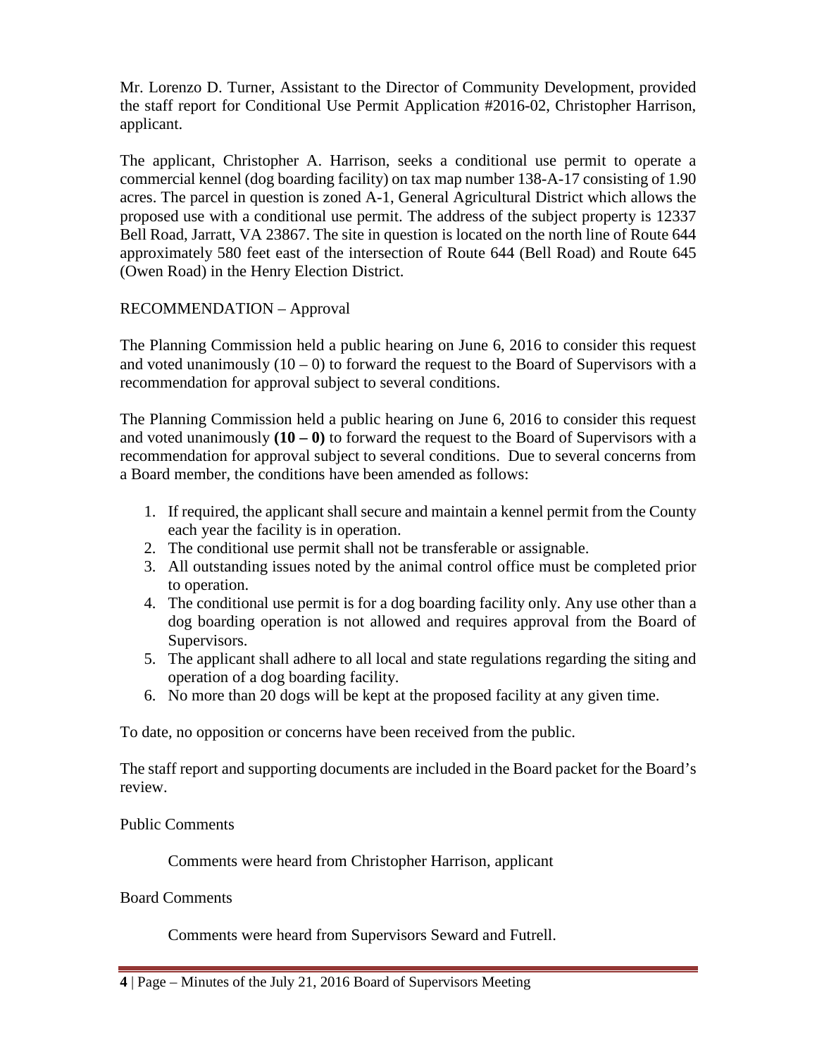Mr. Lorenzo D. Turner, Assistant to the Director of Community Development, provided the staff report for Conditional Use Permit Application #2016-02, Christopher Harrison, applicant.

The applicant, Christopher A. Harrison, seeks a conditional use permit to operate a commercial kennel (dog boarding facility) on tax map number 138-A-17 consisting of 1.90 acres. The parcel in question is zoned A-1, General Agricultural District which allows the proposed use with a conditional use permit. The address of the subject property is 12337 Bell Road, Jarratt, VA 23867. The site in question is located on the north line of Route 644 approximately 580 feet east of the intersection of Route 644 (Bell Road) and Route 645 (Owen Road) in the Henry Election District.

RECOMMENDATION – Approval

The Planning Commission held a public hearing on June 6, 2016 to consider this request and voted unanimously (10 – 0) to forward the request to the Board of Supervisors with a recommendation for approval subject to several conditions.

The Planning Commission held a public hearing on June 6, 2016 to consider this request and voted unanimously **(10 – 0)** to forward the request to the Board of Supervisors with a recommendation for approval subject to several conditions. Due to several concerns from a Board member, the conditions have been amended as follows:

1. If required, the applicant shall secure and maintain a kennel permit from the County each year the facility is in operation.
2. The conditional use permit shall not be transferable or assignable.
3. All outstanding issues noted by the animal control office must be completed prior to operation.
4. The conditional use permit is for a dog boarding facility only. Any use other than a dog boarding operation is not allowed and requires approval from the Board of Supervisors.
5. The applicant shall adhere to all local and state regulations regarding the siting and operation of a dog boarding facility.
6. No more than 20 dogs will be kept at the proposed facility at any given time.

To date, no opposition or concerns have been received from the public.

The staff report and supporting documents are included in the Board packet for the Board's review.

Public Comments

Comments were heard from Christopher Harrison, applicant

Board Comments

Comments were heard from Supervisors Seward and Futrell.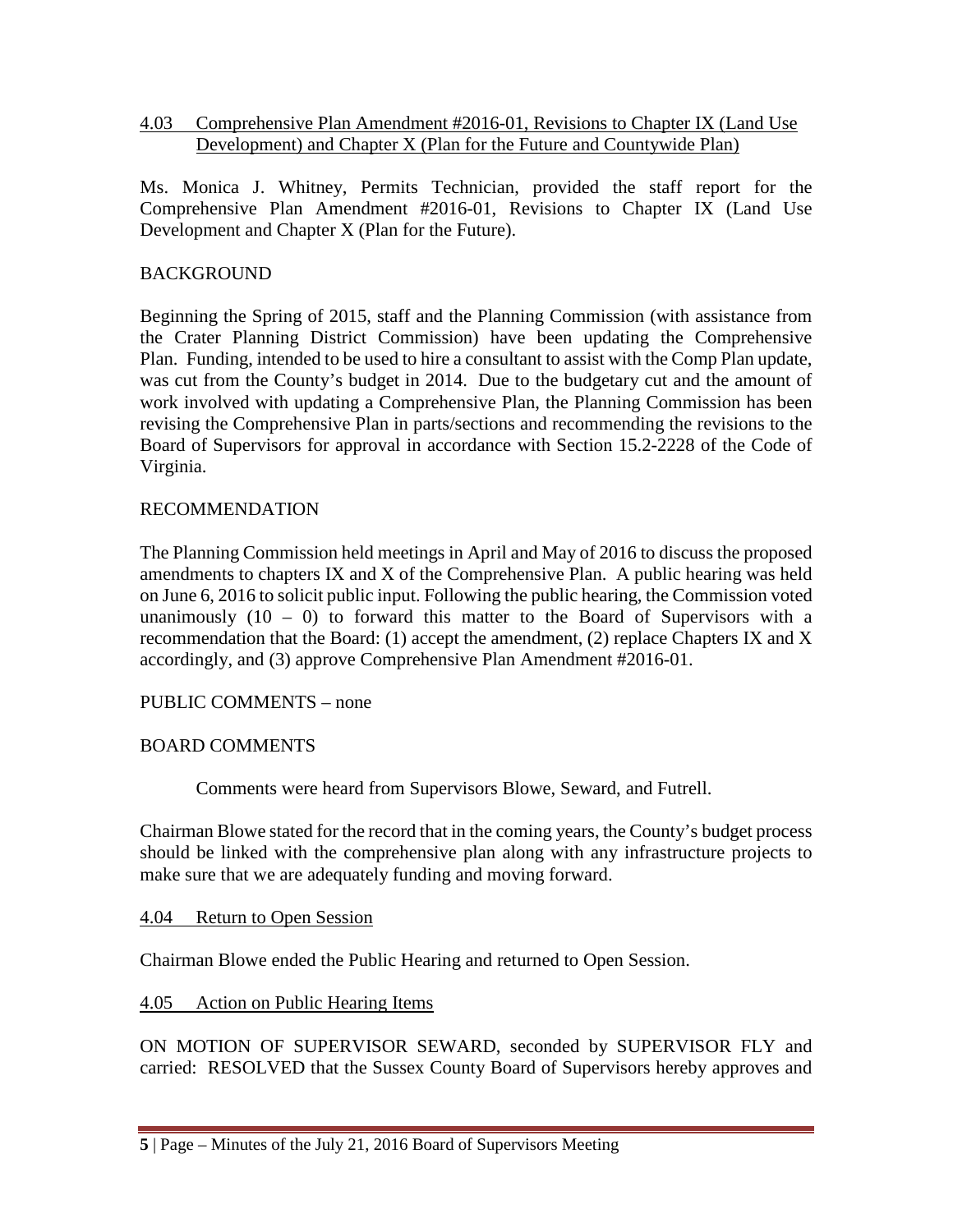4.03 Comprehensive Plan Amendment #2016-01, Revisions to Chapter IX (Land Use Development) and Chapter X (Plan for the Future and Countywide Plan)

Ms. Monica J. Whitney, Permits Technician, provided the staff report for the Comprehensive Plan Amendment #2016-01, Revisions to Chapter IX (Land Use Development and Chapter X (Plan for the Future).

BACKGROUND

Beginning the Spring of 2015, staff and the Planning Commission (with assistance from the Crater Planning District Commission) have been updating the Comprehensive Plan. Funding, intended to be used to hire a consultant to assist with the Comp Plan update, was cut from the County's budget in 2014. Due to the budgetary cut and the amount of work involved with updating a Comprehensive Plan, the Planning Commission has been revising the Comprehensive Plan in parts/sections and recommending the revisions to the Board of Supervisors for approval in accordance with Section 15.2-2228 of the Code of Virginia.

RECOMMENDATION

The Planning Commission held meetings in April and May of 2016 to discuss the proposed amendments to chapters IX and X of the Comprehensive Plan. A public hearing was held on June 6, 2016 to solicit public input. Following the public hearing, the Commission voted unanimously (10 – 0) to forward this matter to the Board of Supervisors with a recommendation that the Board: (1) accept the amendment, (2) replace Chapters IX and X accordingly, and (3) approve Comprehensive Plan Amendment #2016-01.

PUBLIC COMMENTS – none

BOARD COMMENTS

Comments were heard from Supervisors Blowe, Seward, and Futrell.

Chairman Blowe stated for the record that in the coming years, the County's budget process should be linked with the comprehensive plan along with any infrastructure projects to make sure that we are adequately funding and moving forward.

4.04 Return to Open Session

Chairman Blowe ended the Public Hearing and returned to Open Session.

4.05 Action on Public Hearing Items

ON MOTION OF SUPERVISOR SEWARD, seconded by SUPERVISOR FLY and carried: RESOLVED that the Sussex County Board of Supervisors hereby approves and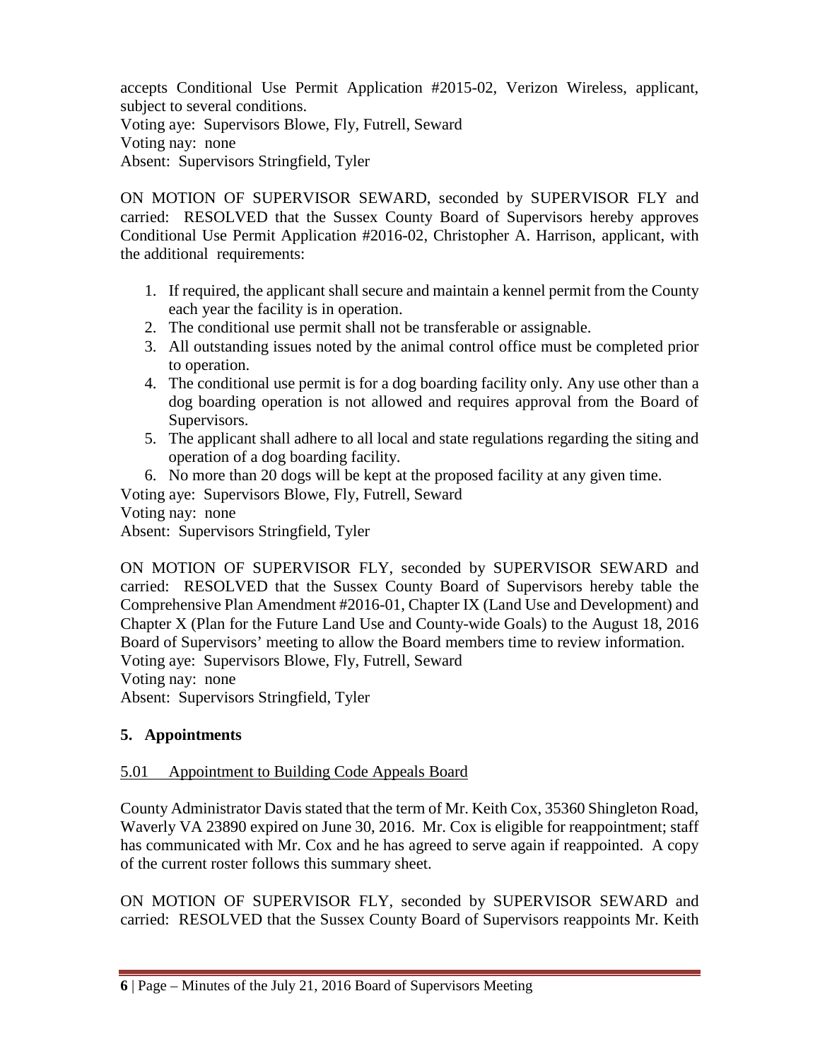accepts Conditional Use Permit Application #2015-02, Verizon Wireless, applicant, subject to several conditions.
Voting aye: Supervisors Blowe, Fly, Futrell, Seward
Voting nay: none
Absent: Supervisors Stringfield, Tyler

ON MOTION OF SUPERVISOR SEWARD, seconded by SUPERVISOR FLY and carried: RESOLVED that the Sussex County Board of Supervisors hereby approves Conditional Use Permit Application #2016-02, Christopher A. Harrison, applicant, with the additional requirements:

1. If required, the applicant shall secure and maintain a kennel permit from the County each year the facility is in operation.
2. The conditional use permit shall not be transferable or assignable.
3. All outstanding issues noted by the animal control office must be completed prior to operation.
4. The conditional use permit is for a dog boarding facility only. Any use other than a dog boarding operation is not allowed and requires approval from the Board of Supervisors.
5. The applicant shall adhere to all local and state regulations regarding the siting and operation of a dog boarding facility.
6. No more than 20 dogs will be kept at the proposed facility at any given time.

Voting aye: Supervisors Blowe, Fly, Futrell, Seward
Voting nay: none
Absent: Supervisors Stringfield, Tyler

ON MOTION OF SUPERVISOR FLY, seconded by SUPERVISOR SEWARD and carried: RESOLVED that the Sussex County Board of Supervisors hereby table the Comprehensive Plan Amendment #2016-01, Chapter IX (Land Use and Development) and Chapter X (Plan for the Future Land Use and County-wide Goals) to the August 18, 2016 Board of Supervisors' meeting to allow the Board members time to review information.
Voting aye: Supervisors Blowe, Fly, Futrell, Seward
Voting nay: none
Absent: Supervisors Stringfield, Tyler

## 5. Appointments

5.01 Appointment to Building Code Appeals Board

County Administrator Davis stated that the term of Mr. Keith Cox, 35360 Shingleton Road, Waverly VA 23890 expired on June 30, 2016. Mr. Cox is eligible for reappointment; staff has communicated with Mr. Cox and he has agreed to serve again if reappointed. A copy of the current roster follows this summary sheet.

ON MOTION OF SUPERVISOR FLY, seconded by SUPERVISOR SEWARD and carried: RESOLVED that the Sussex County Board of Supervisors reappoints Mr. Keith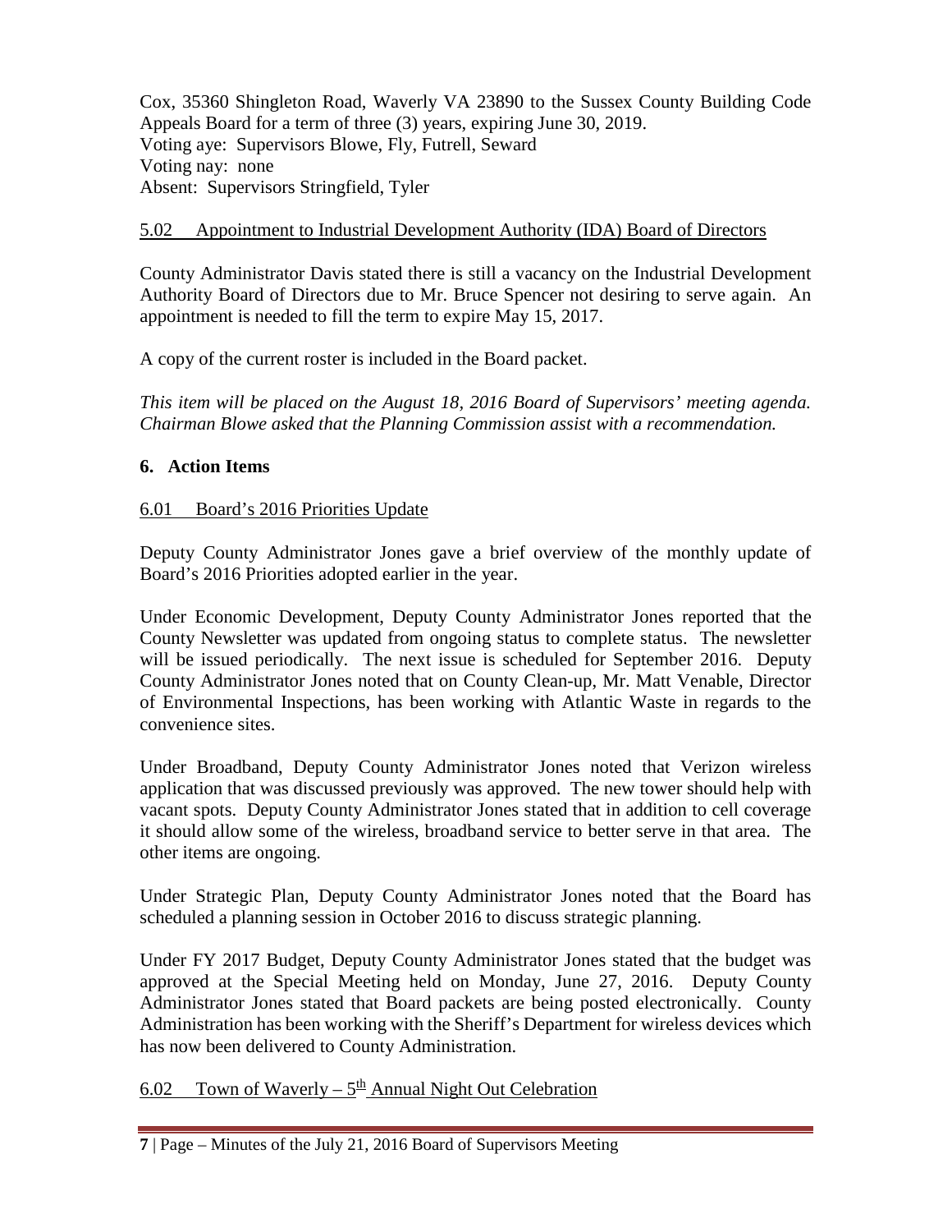Cox, 35360 Shingleton Road, Waverly VA 23890 to the Sussex County Building Code Appeals Board for a term of three (3) years, expiring June 30, 2019.
Voting aye: Supervisors Blowe, Fly, Futrell, Seward
Voting nay: none
Absent: Supervisors Stringfield, Tyler

5.02 Appointment to Industrial Development Authority (IDA) Board of Directors

County Administrator Davis stated there is still a vacancy on the Industrial Development Authority Board of Directors due to Mr. Bruce Spencer not desiring to serve again. An appointment is needed to fill the term to expire May 15, 2017.

A copy of the current roster is included in the Board packet.

*This item will be placed on the August 18, 2016 Board of Supervisors' meeting agenda. Chairman Blowe asked that the Planning Commission assist with a recommendation.*

## 6. Action Items

6.01 Board's 2016 Priorities Update

Deputy County Administrator Jones gave a brief overview of the monthly update of Board's 2016 Priorities adopted earlier in the year.

Under Economic Development, Deputy County Administrator Jones reported that the County Newsletter was updated from ongoing status to complete status. The newsletter will be issued periodically. The next issue is scheduled for September 2016. Deputy County Administrator Jones noted that on County Clean-up, Mr. Matt Venable, Director of Environmental Inspections, has been working with Atlantic Waste in regards to the convenience sites.

Under Broadband, Deputy County Administrator Jones noted that Verizon wireless application that was discussed previously was approved. The new tower should help with vacant spots. Deputy County Administrator Jones stated that in addition to cell coverage it should allow some of the wireless, broadband service to better serve in that area. The other items are ongoing.

Under Strategic Plan, Deputy County Administrator Jones noted that the Board has scheduled a planning session in October 2016 to discuss strategic planning.

Under FY 2017 Budget, Deputy County Administrator Jones stated that the budget was approved at the Special Meeting held on Monday, June 27, 2016. Deputy County Administrator Jones stated that Board packets are being posted electronically. County Administration has been working with the Sheriff's Department for wireless devices which has now been delivered to County Administration.

6.02 Town of Waverly – 5th Annual Night Out Celebration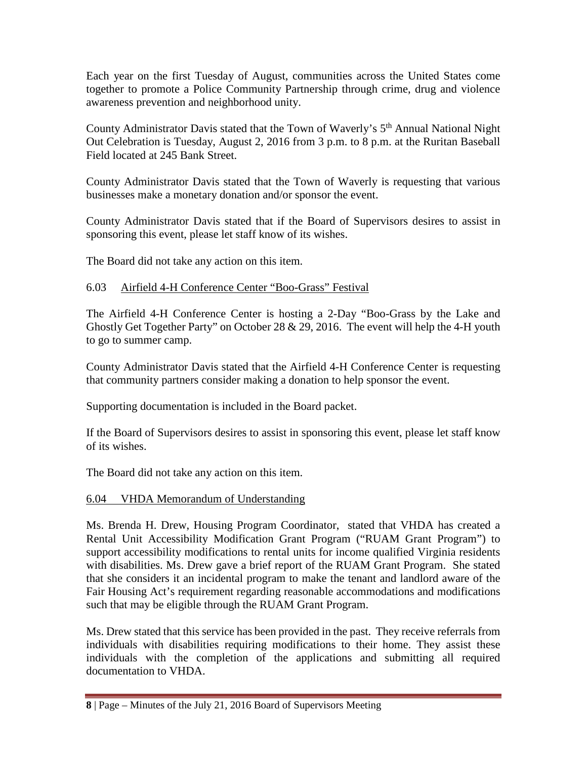Each year on the first Tuesday of August, communities across the United States come together to promote a Police Community Partnership through crime, drug and violence awareness prevention and neighborhood unity.

County Administrator Davis stated that the Town of Waverly's 5th Annual National Night Out Celebration is Tuesday, August 2, 2016 from 3 p.m. to 8 p.m. at the Ruritan Baseball Field located at 245 Bank Street.

County Administrator Davis stated that the Town of Waverly is requesting that various businesses make a monetary donation and/or sponsor the event.

County Administrator Davis stated that if the Board of Supervisors desires to assist in sponsoring this event, please let staff know of its wishes.

The Board did not take any action on this item.

6.03 Airfield 4-H Conference Center "Boo-Grass" Festival

The Airfield 4-H Conference Center is hosting a 2-Day "Boo-Grass by the Lake and Ghostly Get Together Party" on October 28 & 29, 2016. The event will help the 4-H youth to go to summer camp.

County Administrator Davis stated that the Airfield 4-H Conference Center is requesting that community partners consider making a donation to help sponsor the event.

Supporting documentation is included in the Board packet.

If the Board of Supervisors desires to assist in sponsoring this event, please let staff know of its wishes.

The Board did not take any action on this item.

6.04 VHDA Memorandum of Understanding

Ms. Brenda H. Drew, Housing Program Coordinator, stated that VHDA has created a Rental Unit Accessibility Modification Grant Program ("RUAM Grant Program") to support accessibility modifications to rental units for income qualified Virginia residents with disabilities. Ms. Drew gave a brief report of the RUAM Grant Program. She stated that she considers it an incidental program to make the tenant and landlord aware of the Fair Housing Act's requirement regarding reasonable accommodations and modifications such that may be eligible through the RUAM Grant Program.

Ms. Drew stated that this service has been provided in the past. They receive referrals from individuals with disabilities requiring modifications to their home. They assist these individuals with the completion of the applications and submitting all required documentation to VHDA.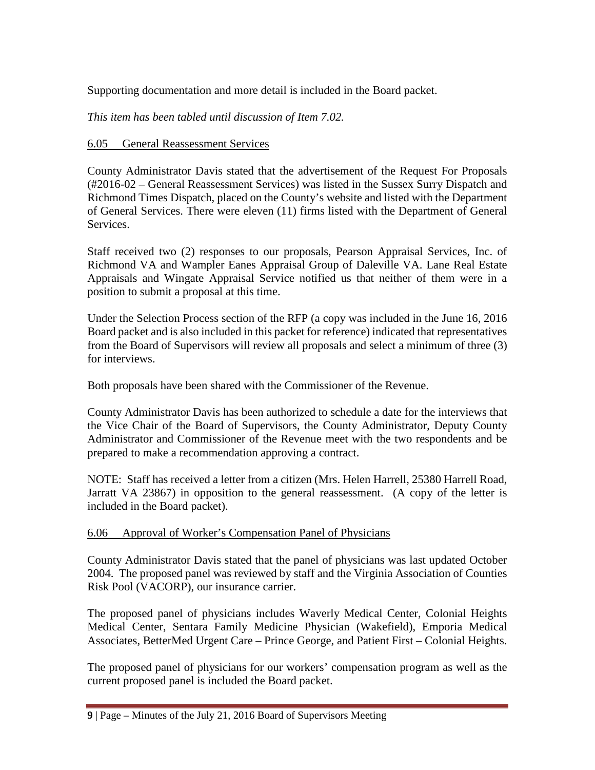Supporting documentation and more detail is included in the Board packet.

*This item has been tabled until discussion of Item 7.02.*

6.05 General Reassessment Services

County Administrator Davis stated that the advertisement of the Request For Proposals (#2016-02 – General Reassessment Services) was listed in the Sussex Surry Dispatch and Richmond Times Dispatch, placed on the County's website and listed with the Department of General Services. There were eleven (11) firms listed with the Department of General Services.

Staff received two (2) responses to our proposals, Pearson Appraisal Services, Inc. of Richmond VA and Wampler Eanes Appraisal Group of Daleville VA. Lane Real Estate Appraisals and Wingate Appraisal Service notified us that neither of them were in a position to submit a proposal at this time.

Under the Selection Process section of the RFP (a copy was included in the June 16, 2016 Board packet and is also included in this packet for reference) indicated that representatives from the Board of Supervisors will review all proposals and select a minimum of three (3) for interviews.

Both proposals have been shared with the Commissioner of the Revenue.

County Administrator Davis has been authorized to schedule a date for the interviews that the Vice Chair of the Board of Supervisors, the County Administrator, Deputy County Administrator and Commissioner of the Revenue meet with the two respondents and be prepared to make a recommendation approving a contract.

NOTE: Staff has received a letter from a citizen (Mrs. Helen Harrell, 25380 Harrell Road, Jarratt VA 23867) in opposition to the general reassessment. (A copy of the letter is included in the Board packet).

6.06 Approval of Worker's Compensation Panel of Physicians

County Administrator Davis stated that the panel of physicians was last updated October 2004. The proposed panel was reviewed by staff and the Virginia Association of Counties Risk Pool (VACORP), our insurance carrier.

The proposed panel of physicians includes Waverly Medical Center, Colonial Heights Medical Center, Sentara Family Medicine Physician (Wakefield), Emporia Medical Associates, BetterMed Urgent Care – Prince George, and Patient First – Colonial Heights.

The proposed panel of physicians for our workers' compensation program as well as the current proposed panel is included the Board packet.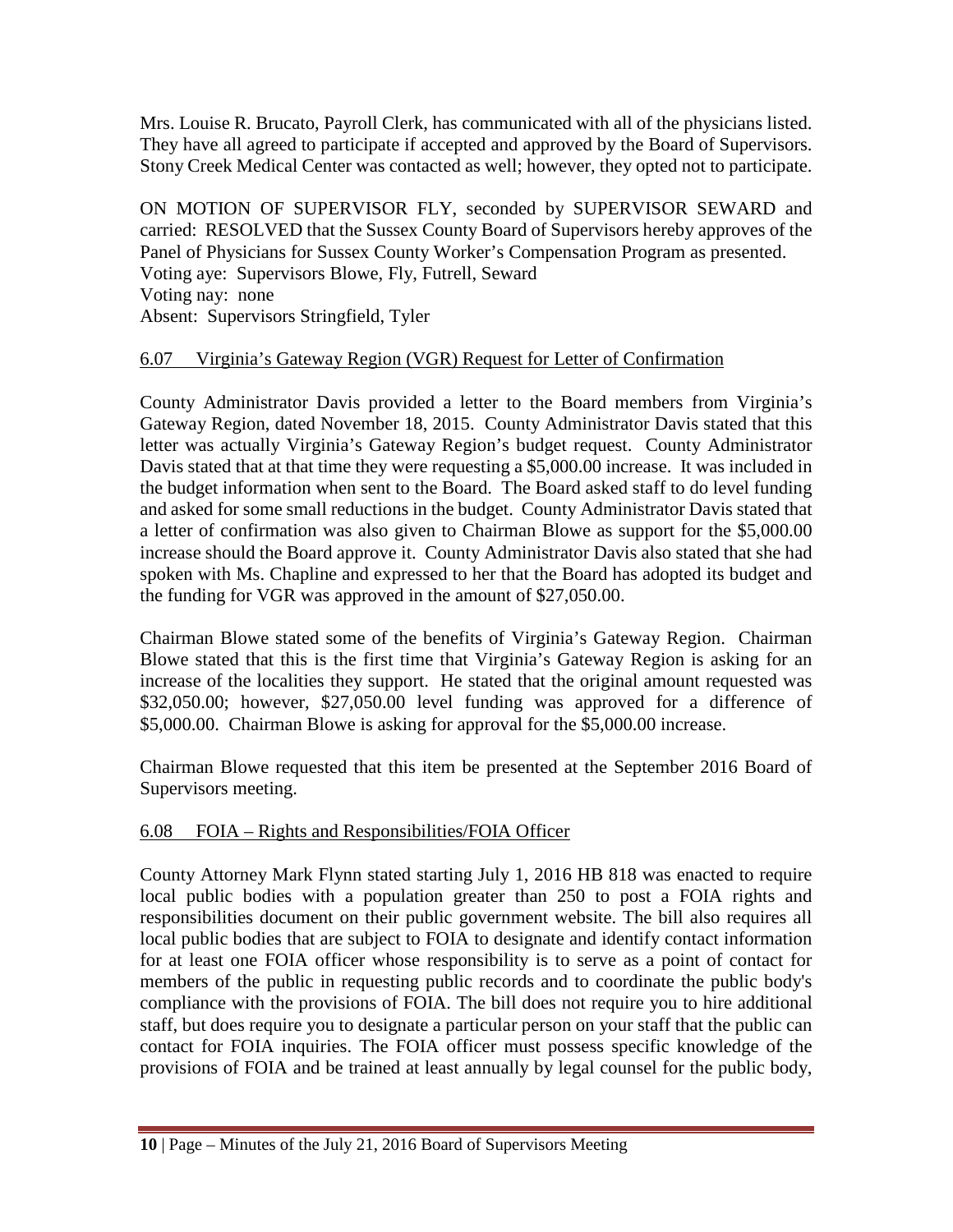Mrs. Louise R. Brucato, Payroll Clerk, has communicated with all of the physicians listed. They have all agreed to participate if accepted and approved by the Board of Supervisors. Stony Creek Medical Center was contacted as well; however, they opted not to participate.

ON MOTION OF SUPERVISOR FLY, seconded by SUPERVISOR SEWARD and carried: RESOLVED that the Sussex County Board of Supervisors hereby approves of the Panel of Physicians for Sussex County Worker's Compensation Program as presented.
Voting aye: Supervisors Blowe, Fly, Futrell, Seward
Voting nay: none
Absent: Supervisors Stringfield, Tyler

6.07 Virginia's Gateway Region (VGR) Request for Letter of Confirmation

County Administrator Davis provided a letter to the Board members from Virginia's Gateway Region, dated November 18, 2015. County Administrator Davis stated that this letter was actually Virginia's Gateway Region's budget request. County Administrator Davis stated that at that time they were requesting a $5,000.00 increase. It was included in the budget information when sent to the Board. The Board asked staff to do level funding and asked for some small reductions in the budget. County Administrator Davis stated that a letter of confirmation was also given to Chairman Blowe as support for the $5,000.00 increase should the Board approve it. County Administrator Davis also stated that she had spoken with Ms. Chapline and expressed to her that the Board has adopted its budget and the funding for VGR was approved in the amount of $27,050.00.

Chairman Blowe stated some of the benefits of Virginia's Gateway Region. Chairman Blowe stated that this is the first time that Virginia's Gateway Region is asking for an increase of the localities they support. He stated that the original amount requested was $32,050.00; however, $27,050.00 level funding was approved for a difference of $5,000.00. Chairman Blowe is asking for approval for the $5,000.00 increase.

Chairman Blowe requested that this item be presented at the September 2016 Board of Supervisors meeting.

6.08 FOIA – Rights and Responsibilities/FOIA Officer

County Attorney Mark Flynn stated starting July 1, 2016 HB 818 was enacted to require local public bodies with a population greater than 250 to post a FOIA rights and responsibilities document on their public government website. The bill also requires all local public bodies that are subject to FOIA to designate and identify contact information for at least one FOIA officer whose responsibility is to serve as a point of contact for members of the public in requesting public records and to coordinate the public body's compliance with the provisions of FOIA. The bill does not require you to hire additional staff, but does require you to designate a particular person on your staff that the public can contact for FOIA inquiries. The FOIA officer must possess specific knowledge of the provisions of FOIA and be trained at least annually by legal counsel for the public body,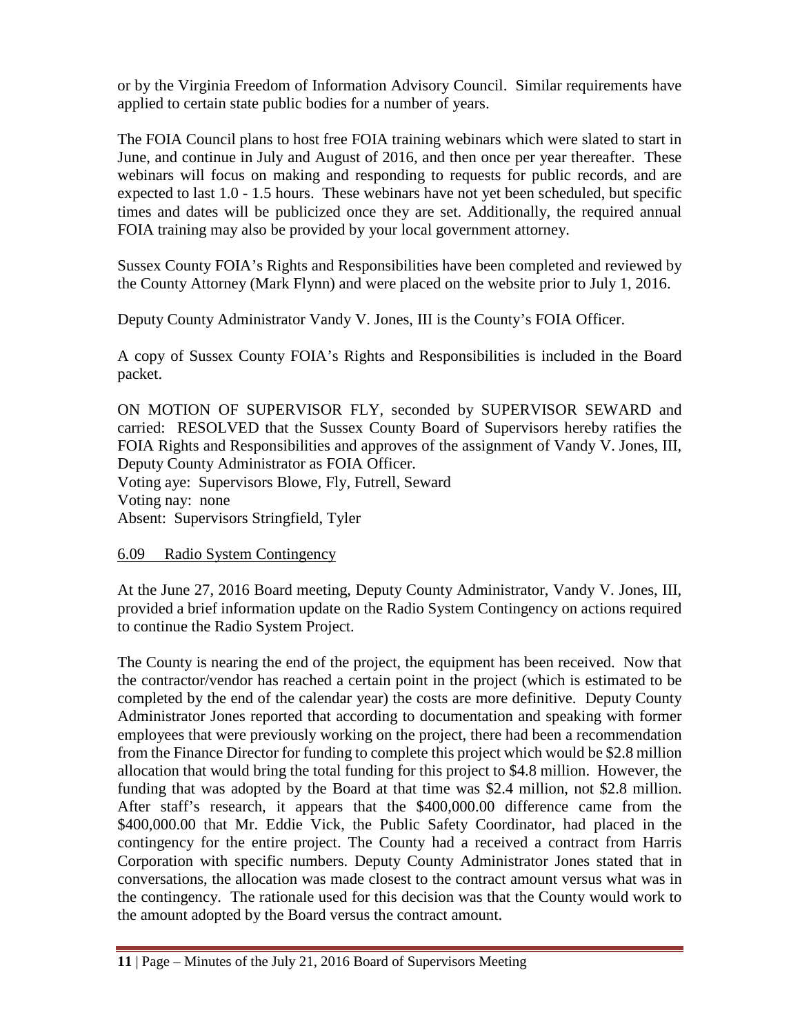or by the Virginia Freedom of Information Advisory Council. Similar requirements have applied to certain state public bodies for a number of years.

The FOIA Council plans to host free FOIA training webinars which were slated to start in June, and continue in July and August of 2016, and then once per year thereafter. These webinars will focus on making and responding to requests for public records, and are expected to last 1.0 - 1.5 hours. These webinars have not yet been scheduled, but specific times and dates will be publicized once they are set. Additionally, the required annual FOIA training may also be provided by your local government attorney.

Sussex County FOIA's Rights and Responsibilities have been completed and reviewed by the County Attorney (Mark Flynn) and were placed on the website prior to July 1, 2016.

Deputy County Administrator Vandy V. Jones, III is the County's FOIA Officer.

A copy of Sussex County FOIA's Rights and Responsibilities is included in the Board packet.

ON MOTION OF SUPERVISOR FLY, seconded by SUPERVISOR SEWARD and carried: RESOLVED that the Sussex County Board of Supervisors hereby ratifies the FOIA Rights and Responsibilities and approves of the assignment of Vandy V. Jones, III, Deputy County Administrator as FOIA Officer.
Voting aye: Supervisors Blowe, Fly, Futrell, Seward
Voting nay: none
Absent: Supervisors Stringfield, Tyler

6.09 Radio System Contingency

At the June 27, 2016 Board meeting, Deputy County Administrator, Vandy V. Jones, III, provided a brief information update on the Radio System Contingency on actions required to continue the Radio System Project.

The County is nearing the end of the project, the equipment has been received. Now that the contractor/vendor has reached a certain point in the project (which is estimated to be completed by the end of the calendar year) the costs are more definitive. Deputy County Administrator Jones reported that according to documentation and speaking with former employees that were previously working on the project, there had been a recommendation from the Finance Director for funding to complete this project which would be $2.8 million allocation that would bring the total funding for this project to $4.8 million. However, the funding that was adopted by the Board at that time was $2.4 million, not $2.8 million. After staff's research, it appears that the $400,000.00 difference came from the $400,000.00 that Mr. Eddie Vick, the Public Safety Coordinator, had placed in the contingency for the entire project. The County had a received a contract from Harris Corporation with specific numbers. Deputy County Administrator Jones stated that in conversations, the allocation was made closest to the contract amount versus what was in the contingency. The rationale used for this decision was that the County would work to the amount adopted by the Board versus the contract amount.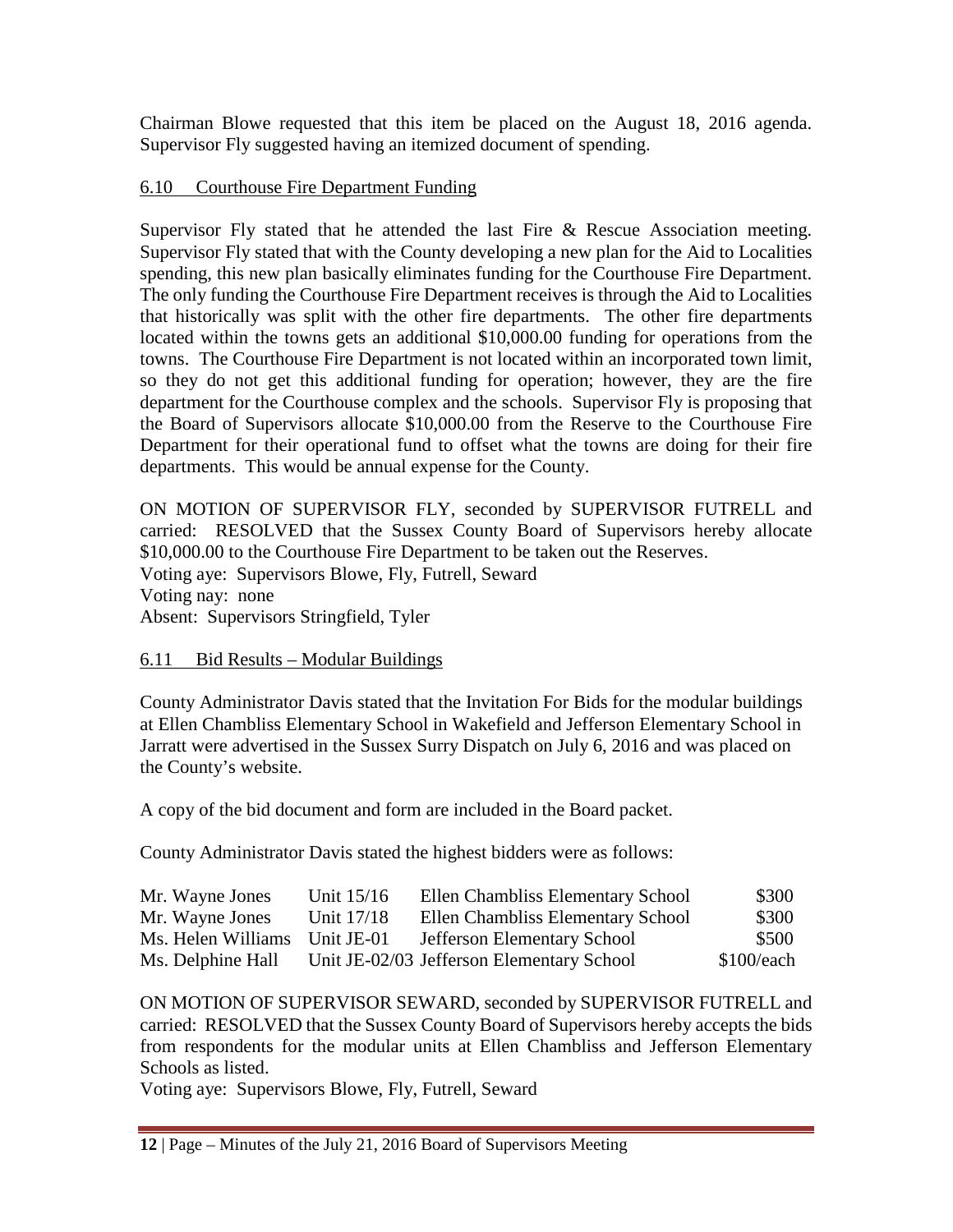Chairman Blowe requested that this item be placed on the August 18, 2016 agenda. Supervisor Fly suggested having an itemized document of spending.

6.10 Courthouse Fire Department Funding

Supervisor Fly stated that he attended the last Fire & Rescue Association meeting. Supervisor Fly stated that with the County developing a new plan for the Aid to Localities spending, this new plan basically eliminates funding for the Courthouse Fire Department. The only funding the Courthouse Fire Department receives is through the Aid to Localities that historically was split with the other fire departments. The other fire departments located within the towns gets an additional $10,000.00 funding for operations from the towns. The Courthouse Fire Department is not located within an incorporated town limit, so they do not get this additional funding for operation; however, they are the fire department for the Courthouse complex and the schools. Supervisor Fly is proposing that the Board of Supervisors allocate $10,000.00 from the Reserve to the Courthouse Fire Department for their operational fund to offset what the towns are doing for their fire departments. This would be annual expense for the County.

ON MOTION OF SUPERVISOR FLY, seconded by SUPERVISOR FUTRELL and carried: RESOLVED that the Sussex County Board of Supervisors hereby allocate $10,000.00 to the Courthouse Fire Department to be taken out the Reserves.
Voting aye: Supervisors Blowe, Fly, Futrell, Seward
Voting nay: none
Absent: Supervisors Stringfield, Tyler

6.11 Bid Results – Modular Buildings

County Administrator Davis stated that the Invitation For Bids for the modular buildings at Ellen Chambliss Elementary School in Wakefield and Jefferson Elementary School in Jarratt were advertised in the Sussex Surry Dispatch on July 6, 2016 and was placed on the County's website.

A copy of the bid document and form are included in the Board packet.

County Administrator Davis stated the highest bidders were as follows:

| | | | |
|---|---|---|---|
| Mr. Wayne Jones | Unit 15/16 | Ellen Chambliss Elementary School | $300 |
| Mr. Wayne Jones | Unit 17/18 | Ellen Chambliss Elementary School | $300 |
| Ms. Helen Williams | Unit JE-01 | Jefferson Elementary School | $500 |
| Ms. Delphine Hall | Unit JE-02/03 | Jefferson Elementary School | $100/each |

ON MOTION OF SUPERVISOR SEWARD, seconded by SUPERVISOR FUTRELL and carried: RESOLVED that the Sussex County Board of Supervisors hereby accepts the bids from respondents for the modular units at Ellen Chambliss and Jefferson Elementary Schools as listed.
Voting aye: Supervisors Blowe, Fly, Futrell, Seward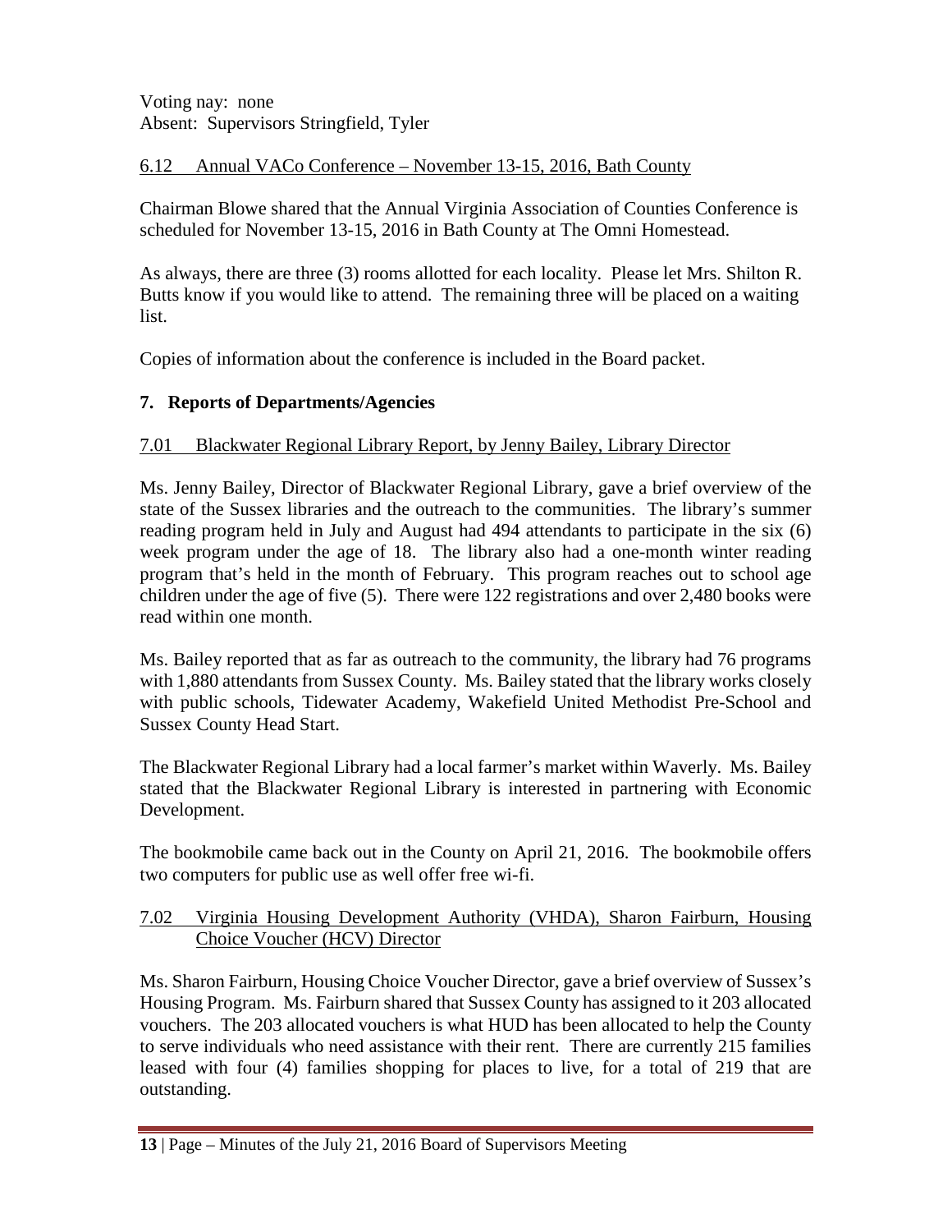Voting nay: none
Absent: Supervisors Stringfield, Tyler

6.12 Annual VACo Conference – November 13-15, 2016, Bath County

Chairman Blowe shared that the Annual Virginia Association of Counties Conference is scheduled for November 13-15, 2016 in Bath County at The Omni Homestead.

As always, there are three (3) rooms allotted for each locality. Please let Mrs. Shilton R. Butts know if you would like to attend. The remaining three will be placed on a waiting list.

Copies of information about the conference is included in the Board packet.

## 7. Reports of Departments/Agencies

7.01 Blackwater Regional Library Report, by Jenny Bailey, Library Director

Ms. Jenny Bailey, Director of Blackwater Regional Library, gave a brief overview of the state of the Sussex libraries and the outreach to the communities. The library's summer reading program held in July and August had 494 attendants to participate in the six (6) week program under the age of 18. The library also had a one-month winter reading program that's held in the month of February. This program reaches out to school age children under the age of five (5). There were 122 registrations and over 2,480 books were read within one month.

Ms. Bailey reported that as far as outreach to the community, the library had 76 programs with 1,880 attendants from Sussex County. Ms. Bailey stated that the library works closely with public schools, Tidewater Academy, Wakefield United Methodist Pre-School and Sussex County Head Start.

The Blackwater Regional Library had a local farmer's market within Waverly. Ms. Bailey stated that the Blackwater Regional Library is interested in partnering with Economic Development.

The bookmobile came back out in the County on April 21, 2016. The bookmobile offers two computers for public use as well offer free wi-fi.

7.02 Virginia Housing Development Authority (VHDA), Sharon Fairburn, Housing Choice Voucher (HCV) Director

Ms. Sharon Fairburn, Housing Choice Voucher Director, gave a brief overview of Sussex's Housing Program. Ms. Fairburn shared that Sussex County has assigned to it 203 allocated vouchers. The 203 allocated vouchers is what HUD has been allocated to help the County to serve individuals who need assistance with their rent. There are currently 215 families leased with four (4) families shopping for places to live, for a total of 219 that are outstanding.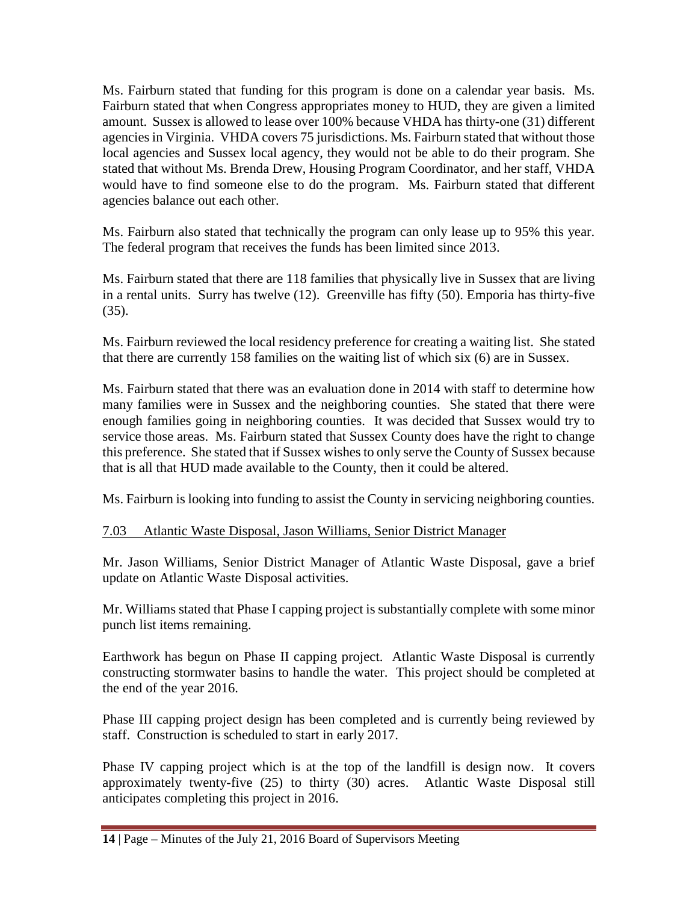Ms. Fairburn stated that funding for this program is done on a calendar year basis. Ms. Fairburn stated that when Congress appropriates money to HUD, they are given a limited amount. Sussex is allowed to lease over 100% because VHDA has thirty-one (31) different agencies in Virginia. VHDA covers 75 jurisdictions. Ms. Fairburn stated that without those local agencies and Sussex local agency, they would not be able to do their program. She stated that without Ms. Brenda Drew, Housing Program Coordinator, and her staff, VHDA would have to find someone else to do the program. Ms. Fairburn stated that different agencies balance out each other.

Ms. Fairburn also stated that technically the program can only lease up to 95% this year. The federal program that receives the funds has been limited since 2013.

Ms. Fairburn stated that there are 118 families that physically live in Sussex that are living in a rental units. Surry has twelve (12). Greenville has fifty (50). Emporia has thirty-five (35).

Ms. Fairburn reviewed the local residency preference for creating a waiting list. She stated that there are currently 158 families on the waiting list of which six (6) are in Sussex.

Ms. Fairburn stated that there was an evaluation done in 2014 with staff to determine how many families were in Sussex and the neighboring counties. She stated that there were enough families going in neighboring counties. It was decided that Sussex would try to service those areas. Ms. Fairburn stated that Sussex County does have the right to change this preference. She stated that if Sussex wishes to only serve the County of Sussex because that is all that HUD made available to the County, then it could be altered.

Ms. Fairburn is looking into funding to assist the County in servicing neighboring counties.

7.03 Atlantic Waste Disposal, Jason Williams, Senior District Manager

Mr. Jason Williams, Senior District Manager of Atlantic Waste Disposal, gave a brief update on Atlantic Waste Disposal activities.

Mr. Williams stated that Phase I capping project is substantially complete with some minor punch list items remaining.

Earthwork has begun on Phase II capping project. Atlantic Waste Disposal is currently constructing stormwater basins to handle the water. This project should be completed at the end of the year 2016.

Phase III capping project design has been completed and is currently being reviewed by staff. Construction is scheduled to start in early 2017.

Phase IV capping project which is at the top of the landfill is design now. It covers approximately twenty-five (25) to thirty (30) acres. Atlantic Waste Disposal still anticipates completing this project in 2016.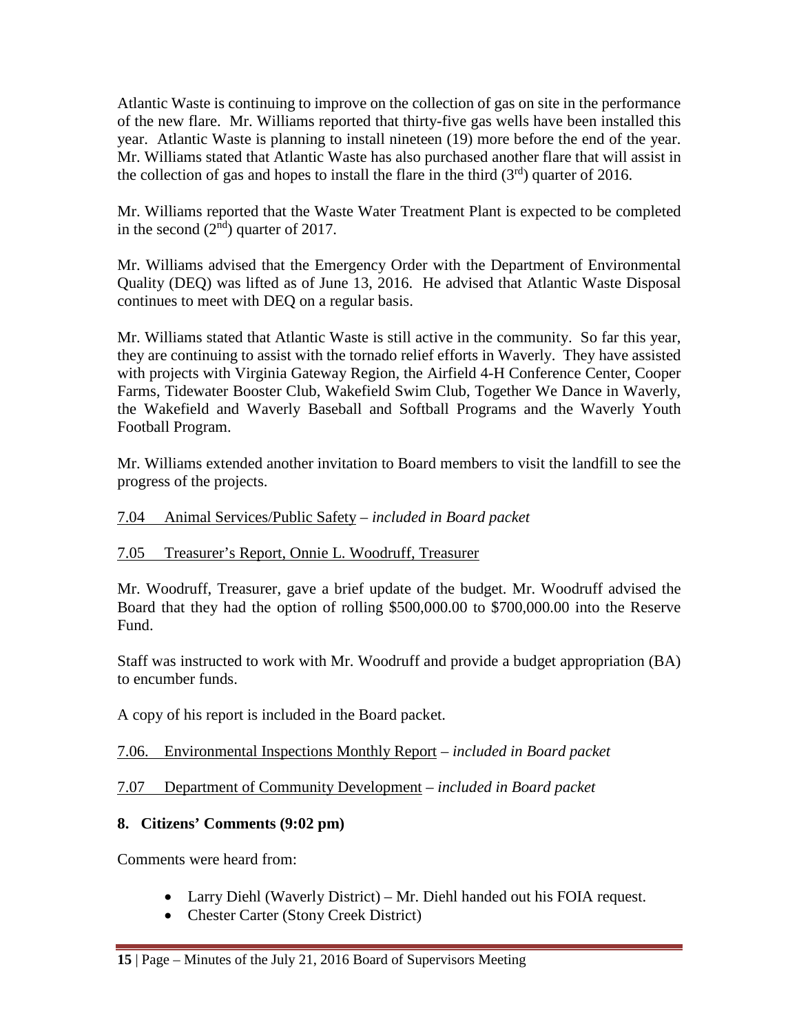Atlantic Waste is continuing to improve on the collection of gas on site in the performance of the new flare. Mr. Williams reported that thirty-five gas wells have been installed this year. Atlantic Waste is planning to install nineteen (19) more before the end of the year. Mr. Williams stated that Atlantic Waste has also purchased another flare that will assist in the collection of gas and hopes to install the flare in the third (3rd) quarter of 2016.

Mr. Williams reported that the Waste Water Treatment Plant is expected to be completed in the second (2nd) quarter of 2017.

Mr. Williams advised that the Emergency Order with the Department of Environmental Quality (DEQ) was lifted as of June 13, 2016. He advised that Atlantic Waste Disposal continues to meet with DEQ on a regular basis.

Mr. Williams stated that Atlantic Waste is still active in the community. So far this year, they are continuing to assist with the tornado relief efforts in Waverly. They have assisted with projects with Virginia Gateway Region, the Airfield 4-H Conference Center, Cooper Farms, Tidewater Booster Club, Wakefield Swim Club, Together We Dance in Waverly, the Wakefield and Waverly Baseball and Softball Programs and the Waverly Youth Football Program.

Mr. Williams extended another invitation to Board members to visit the landfill to see the progress of the projects.

<u>7.04 Animal Services/Public Safety</u> – *included in Board packet*

<u>7.05 Treasurer's Report, Onnie L. Woodruff, Treasurer</u>

Mr. Woodruff, Treasurer, gave a brief update of the budget. Mr. Woodruff advised the Board that they had the option of rolling $500,000.00 to $700,000.00 into the Reserve Fund.

Staff was instructed to work with Mr. Woodruff and provide a budget appropriation (BA) to encumber funds.

A copy of his report is included in the Board packet.

<u>7.06. Environmental Inspections Monthly Report</u> – *included in Board packet*

<u>7.07 Department of Community Development</u> – *included in Board packet*

**8. Citizens' Comments (9:02 pm)**

Comments were heard from:

- Larry Diehl (Waverly District) – Mr. Diehl handed out his FOIA request.
- Chester Carter (Stony Creek District)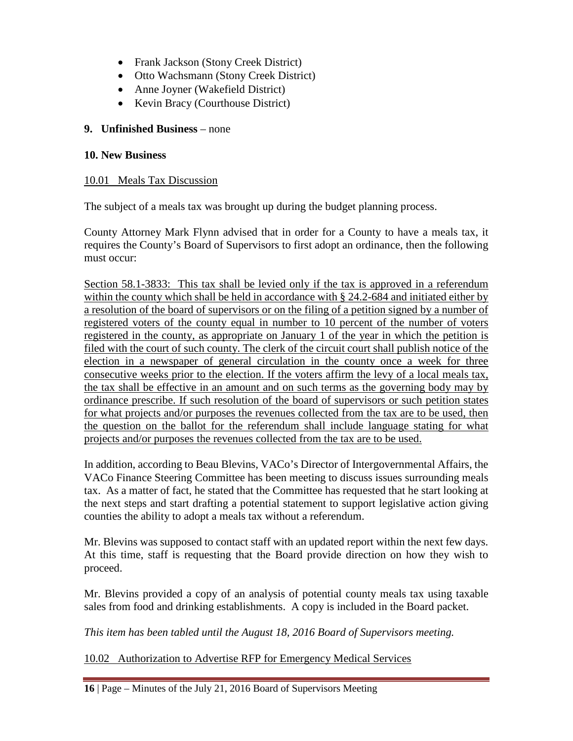- Frank Jackson (Stony Creek District)
- Otto Wachsmann (Stony Creek District)
- Anne Joyner (Wakefield District)
- Kevin Bracy (Courthouse District)

**9. Unfinished Business** – none

**10. New Business**

<u>10.01 Meals Tax Discussion</u>

The subject of a meals tax was brought up during the budget planning process.

County Attorney Mark Flynn advised that in order for a County to have a meals tax, it requires the County's Board of Supervisors to first adopt an ordinance, then the following must occur:

<u>Section 58.1-3833: This tax shall be levied only if the tax is approved in a referendum within the county which shall be held in accordance with § 24.2-684 and initiated either by a resolution of the board of supervisors or on the filing of a petition signed by a number of registered voters of the county equal in number to 10 percent of the number of voters registered in the county, as appropriate on January 1 of the year in which the petition is filed with the court of such county. The clerk of the circuit court shall publish notice of the election in a newspaper of general circulation in the county once a week for three consecutive weeks prior to the election. If the voters affirm the levy of a local meals tax, the tax shall be effective in an amount and on such terms as the governing body may by ordinance prescribe. If such resolution of the board of supervisors or such petition states for what projects and/or purposes the revenues collected from the tax are to be used, then the question on the ballot for the referendum shall include language stating for what projects and/or purposes the revenues collected from the tax are to be used.</u>

In addition, according to Beau Blevins, VACo's Director of Intergovernmental Affairs, the VACo Finance Steering Committee has been meeting to discuss issues surrounding meals tax. As a matter of fact, he stated that the Committee has requested that he start looking at the next steps and start drafting a potential statement to support legislative action giving counties the ability to adopt a meals tax without a referendum.

Mr. Blevins was supposed to contact staff with an updated report within the next few days. At this time, staff is requesting that the Board provide direction on how they wish to proceed.

Mr. Blevins provided a copy of an analysis of potential county meals tax using taxable sales from food and drinking establishments. A copy is included in the Board packet.

*This item has been tabled until the August 18, 2016 Board of Supervisors meeting.*

<u>10.02 Authorization to Advertise RFP for Emergency Medical Services</u>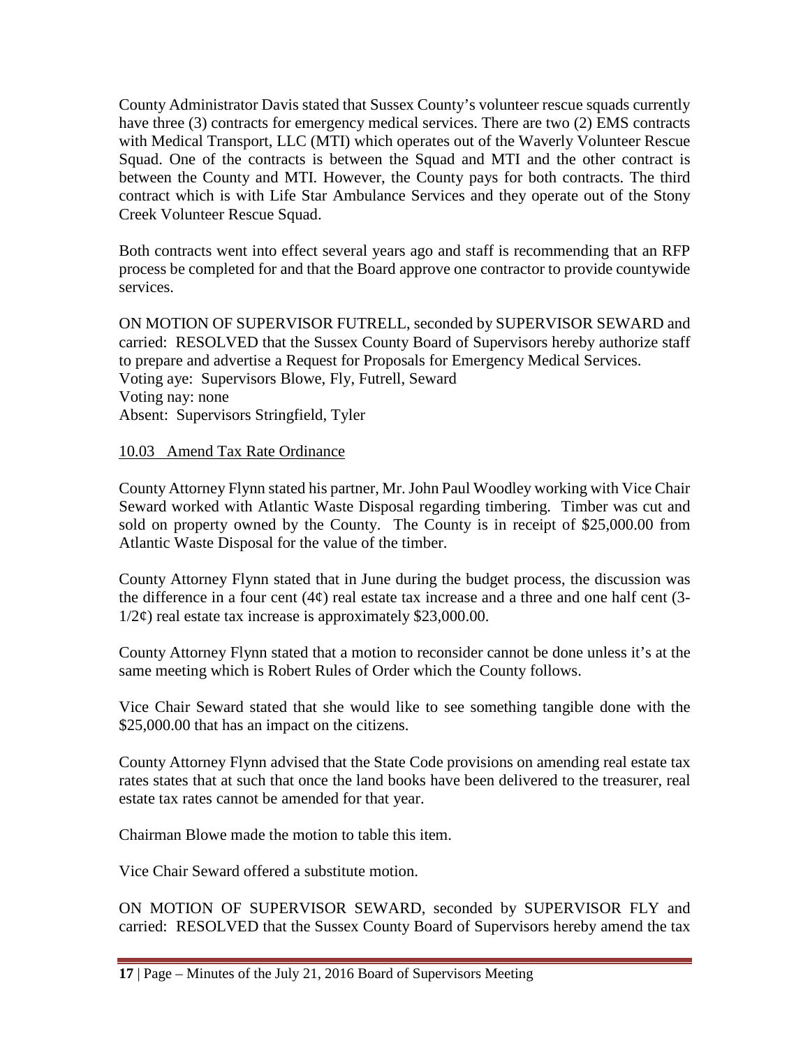County Administrator Davis stated that Sussex County's volunteer rescue squads currently have three (3) contracts for emergency medical services. There are two (2) EMS contracts with Medical Transport, LLC (MTI) which operates out of the Waverly Volunteer Rescue Squad. One of the contracts is between the Squad and MTI and the other contract is between the County and MTI. However, the County pays for both contracts. The third contract which is with Life Star Ambulance Services and they operate out of the Stony Creek Volunteer Rescue Squad.

Both contracts went into effect several years ago and staff is recommending that an RFP process be completed for and that the Board approve one contractor to provide countywide services.

ON MOTION OF SUPERVISOR FUTRELL, seconded by SUPERVISOR SEWARD and carried: RESOLVED that the Sussex County Board of Supervisors hereby authorize staff to prepare and advertise a Request for Proposals for Emergency Medical Services.
Voting aye: Supervisors Blowe, Fly, Futrell, Seward
Voting nay: none
Absent: Supervisors Stringfield, Tyler

10.03 Amend Tax Rate Ordinance

County Attorney Flynn stated his partner, Mr. John Paul Woodley working with Vice Chair Seward worked with Atlantic Waste Disposal regarding timbering. Timber was cut and sold on property owned by the County. The County is in receipt of $25,000.00 from Atlantic Waste Disposal for the value of the timber.

County Attorney Flynn stated that in June during the budget process, the discussion was the difference in a four cent (4¢) real estate tax increase and a three and one half cent (3-1/2¢) real estate tax increase is approximately $23,000.00.

County Attorney Flynn stated that a motion to reconsider cannot be done unless it's at the same meeting which is Robert Rules of Order which the County follows.

Vice Chair Seward stated that she would like to see something tangible done with the $25,000.00 that has an impact on the citizens.

County Attorney Flynn advised that the State Code provisions on amending real estate tax rates states that at such that once the land books have been delivered to the treasurer, real estate tax rates cannot be amended for that year.

Chairman Blowe made the motion to table this item.

Vice Chair Seward offered a substitute motion.

ON MOTION OF SUPERVISOR SEWARD, seconded by SUPERVISOR FLY and carried: RESOLVED that the Sussex County Board of Supervisors hereby amend the tax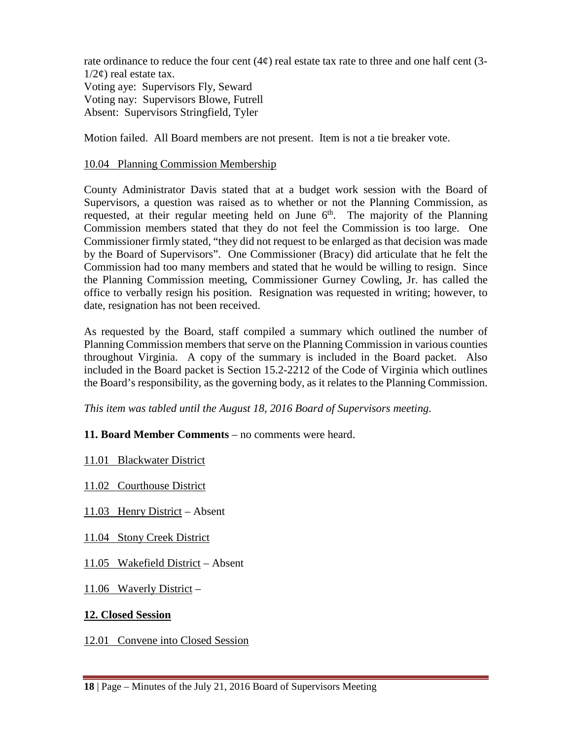rate ordinance to reduce the four cent (4¢) real estate tax rate to three and one half cent (3-1/2¢) real estate tax.
Voting aye: Supervisors Fly, Seward
Voting nay: Supervisors Blowe, Futrell
Absent: Supervisors Stringfield, Tyler

Motion failed. All Board members are not present. Item is not a tie breaker vote.

10.04 Planning Commission Membership

County Administrator Davis stated that at a budget work session with the Board of Supervisors, a question was raised as to whether or not the Planning Commission, as requested, at their regular meeting held on June 6th. The majority of the Planning Commission members stated that they do not feel the Commission is too large. One Commissioner firmly stated, "they did not request to be enlarged as that decision was made by the Board of Supervisors". One Commissioner (Bracy) did articulate that he felt the Commission had too many members and stated that he would be willing to resign. Since the Planning Commission meeting, Commissioner Gurney Cowling, Jr. has called the office to verbally resign his position. Resignation was requested in writing; however, to date, resignation has not been received.

As requested by the Board, staff compiled a summary which outlined the number of Planning Commission members that serve on the Planning Commission in various counties throughout Virginia. A copy of the summary is included in the Board packet. Also included in the Board packet is Section 15.2-2212 of the Code of Virginia which outlines the Board's responsibility, as the governing body, as it relates to the Planning Commission.

*This item was tabled until the August 18, 2016 Board of Supervisors meeting.*

**11. Board Member Comments** – no comments were heard.

11.01 Blackwater District

11.02 Courthouse District

11.03 Henry District – Absent

11.04 Stony Creek District

11.05 Wakefield District – Absent

11.06 Waverly District –

**12. Closed Session**

12.01 Convene into Closed Session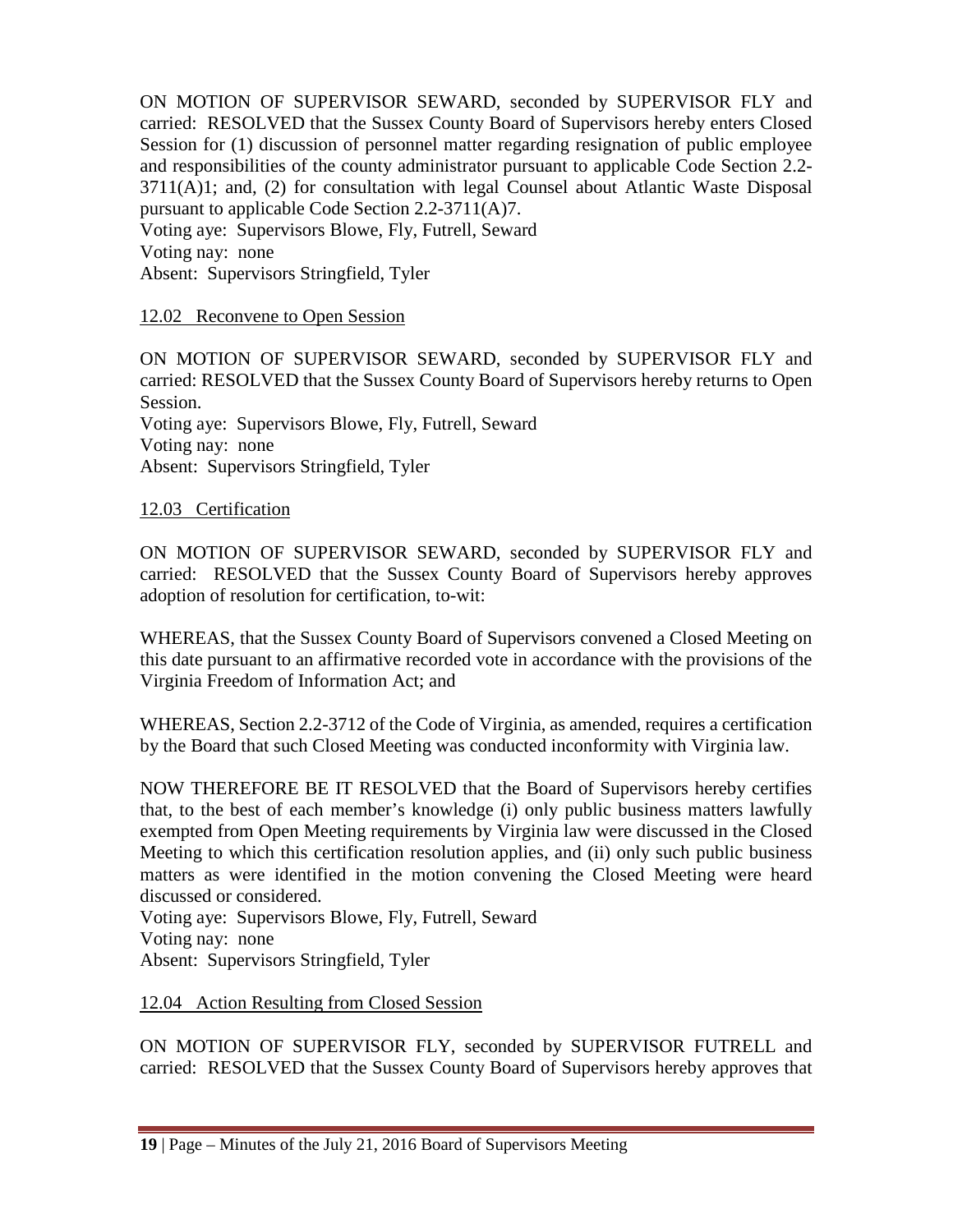ON MOTION OF SUPERVISOR SEWARD, seconded by SUPERVISOR FLY and carried: RESOLVED that the Sussex County Board of Supervisors hereby enters Closed Session for (1) discussion of personnel matter regarding resignation of public employee and responsibilities of the county administrator pursuant to applicable Code Section 2.2-3711(A)1; and, (2) for consultation with legal Counsel about Atlantic Waste Disposal pursuant to applicable Code Section 2.2-3711(A)7.
Voting aye: Supervisors Blowe, Fly, Futrell, Seward
Voting nay: none
Absent: Supervisors Stringfield, Tyler

12.02 Reconvene to Open Session

ON MOTION OF SUPERVISOR SEWARD, seconded by SUPERVISOR FLY and carried: RESOLVED that the Sussex County Board of Supervisors hereby returns to Open Session.
Voting aye: Supervisors Blowe, Fly, Futrell, Seward
Voting nay: none
Absent: Supervisors Stringfield, Tyler

12.03 Certification

ON MOTION OF SUPERVISOR SEWARD, seconded by SUPERVISOR FLY and carried: RESOLVED that the Sussex County Board of Supervisors hereby approves adoption of resolution for certification, to-wit:

WHEREAS, that the Sussex County Board of Supervisors convened a Closed Meeting on this date pursuant to an affirmative recorded vote in accordance with the provisions of the Virginia Freedom of Information Act; and

WHEREAS, Section 2.2-3712 of the Code of Virginia, as amended, requires a certification by the Board that such Closed Meeting was conducted inconformity with Virginia law.

NOW THEREFORE BE IT RESOLVED that the Board of Supervisors hereby certifies that, to the best of each member's knowledge (i) only public business matters lawfully exempted from Open Meeting requirements by Virginia law were discussed in the Closed Meeting to which this certification resolution applies, and (ii) only such public business matters as were identified in the motion convening the Closed Meeting were heard discussed or considered.
Voting aye: Supervisors Blowe, Fly, Futrell, Seward
Voting nay: none
Absent: Supervisors Stringfield, Tyler

12.04 Action Resulting from Closed Session

ON MOTION OF SUPERVISOR FLY, seconded by SUPERVISOR FUTRELL and carried: RESOLVED that the Sussex County Board of Supervisors hereby approves that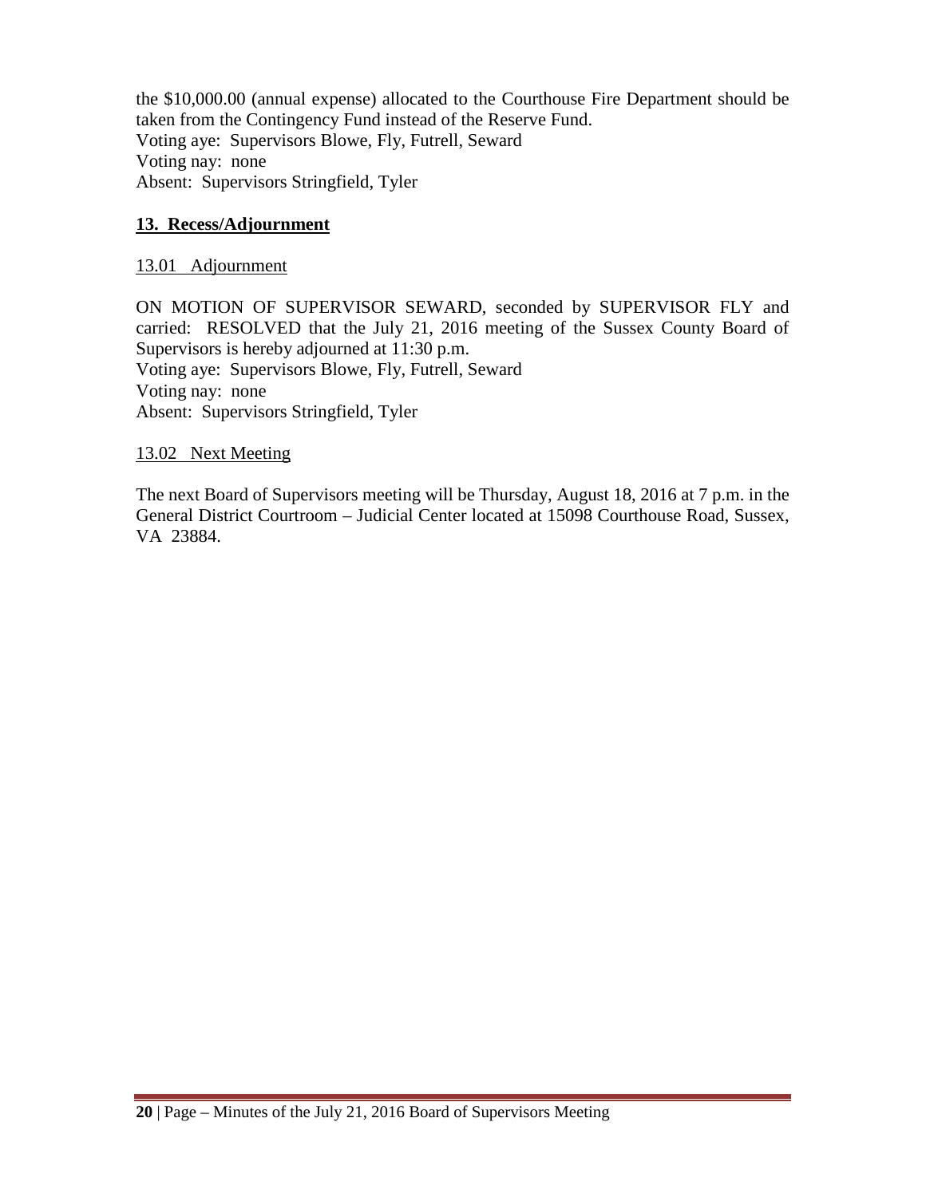the $10,000.00 (annual expense) allocated to the Courthouse Fire Department should be taken from the Contingency Fund instead of the Reserve Fund.
Voting aye: Supervisors Blowe, Fly, Futrell, Seward
Voting nay: none
Absent: Supervisors Stringfield, Tyler

## 13. Recess/Adjournment

13.01 Adjournment

ON MOTION OF SUPERVISOR SEWARD, seconded by SUPERVISOR FLY and carried: RESOLVED that the July 21, 2016 meeting of the Sussex County Board of Supervisors is hereby adjourned at 11:30 p.m.
Voting aye: Supervisors Blowe, Fly, Futrell, Seward
Voting nay: none
Absent: Supervisors Stringfield, Tyler

13.02 Next Meeting

The next Board of Supervisors meeting will be Thursday, August 18, 2016 at 7 p.m. in the General District Courtroom – Judicial Center located at 15098 Courthouse Road, Sussex, VA 23884.